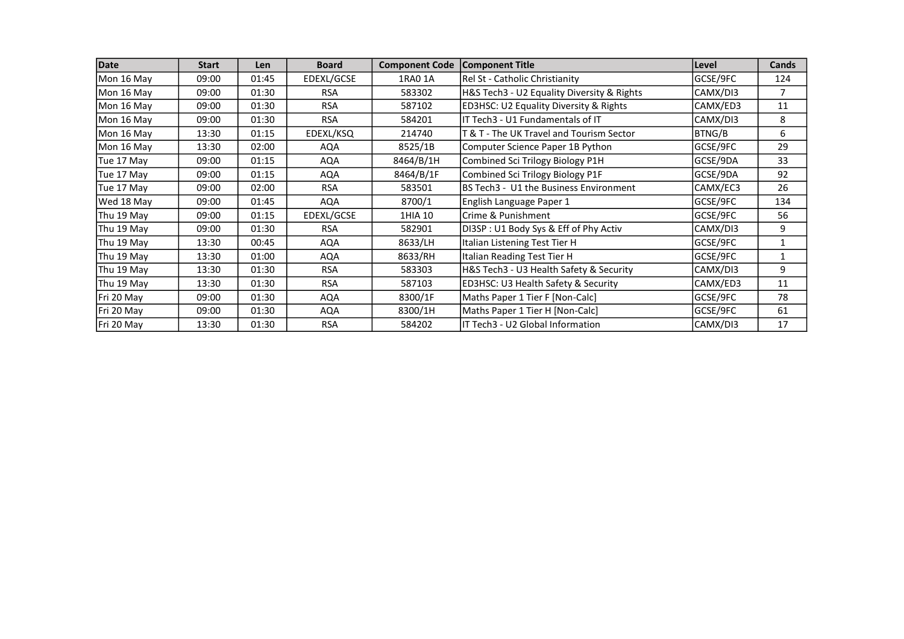| Date | Start | Len | Board | Component Code | Component Title | Level | Cands |
|---|---|---|---|---|---|---|---|
| Mon 16 May | 09:00 | 01:45 | EDEXL/GCSE | 1RA0 1A | Rel St - Catholic Christianity | GCSE/9FC | 124 |
| Mon 16 May | 09:00 | 01:30 | RSA | 583302 | H&S Tech3 - U2 Equality Diversity & Rights | CAMX/DI3 | 7 |
| Mon 16 May | 09:00 | 01:30 | RSA | 587102 | ED3HSC: U2 Equality Diversity & Rights | CAMX/ED3 | 11 |
| Mon 16 May | 09:00 | 01:30 | RSA | 584201 | IT Tech3 - U1 Fundamentals of IT | CAMX/DI3 | 8 |
| Mon 16 May | 13:30 | 01:15 | EDEXL/KSQ | 214740 | T & T - The UK Travel and Tourism Sector | BTNG/B | 6 |
| Mon 16 May | 13:30 | 02:00 | AQA | 8525/1B | Computer Science Paper 1B Python | GCSE/9FC | 29 |
| Tue 17 May | 09:00 | 01:15 | AQA | 8464/B/1H | Combined Sci Trilogy Biology P1H | GCSE/9DA | 33 |
| Tue 17 May | 09:00 | 01:15 | AQA | 8464/B/1F | Combined Sci Trilogy Biology P1F | GCSE/9DA | 92 |
| Tue 17 May | 09:00 | 02:00 | RSA | 583501 | BS Tech3 - U1 the Business Environment | CAMX/EC3 | 26 |
| Wed 18 May | 09:00 | 01:45 | AQA | 8700/1 | English Language Paper 1 | GCSE/9FC | 134 |
| Thu 19 May | 09:00 | 01:15 | EDEXL/GCSE | 1HIA 10 | Crime & Punishment | GCSE/9FC | 56 |
| Thu 19 May | 09:00 | 01:30 | RSA | 582901 | DI3SP : U1 Body Sys & Eff of Phy Activ | CAMX/DI3 | 9 |
| Thu 19 May | 13:30 | 00:45 | AQA | 8633/LH | Italian Listening Test Tier H | GCSE/9FC | 1 |
| Thu 19 May | 13:30 | 01:00 | AQA | 8633/RH | Italian Reading Test Tier H | GCSE/9FC | 1 |
| Thu 19 May | 13:30 | 01:30 | RSA | 583303 | H&S Tech3 - U3 Health Safety & Security | CAMX/DI3 | 9 |
| Thu 19 May | 13:30 | 01:30 | RSA | 587103 | ED3HSC: U3 Health Safety & Security | CAMX/ED3 | 11 |
| Fri 20 May | 09:00 | 01:30 | AQA | 8300/1F | Maths Paper 1 Tier F [Non-Calc] | GCSE/9FC | 78 |
| Fri 20 May | 09:00 | 01:30 | AQA | 8300/1H | Maths Paper 1 Tier H [Non-Calc] | GCSE/9FC | 61 |
| Fri 20 May | 13:30 | 01:30 | RSA | 584202 | IT Tech3 - U2 Global Information | CAMX/DI3 | 17 |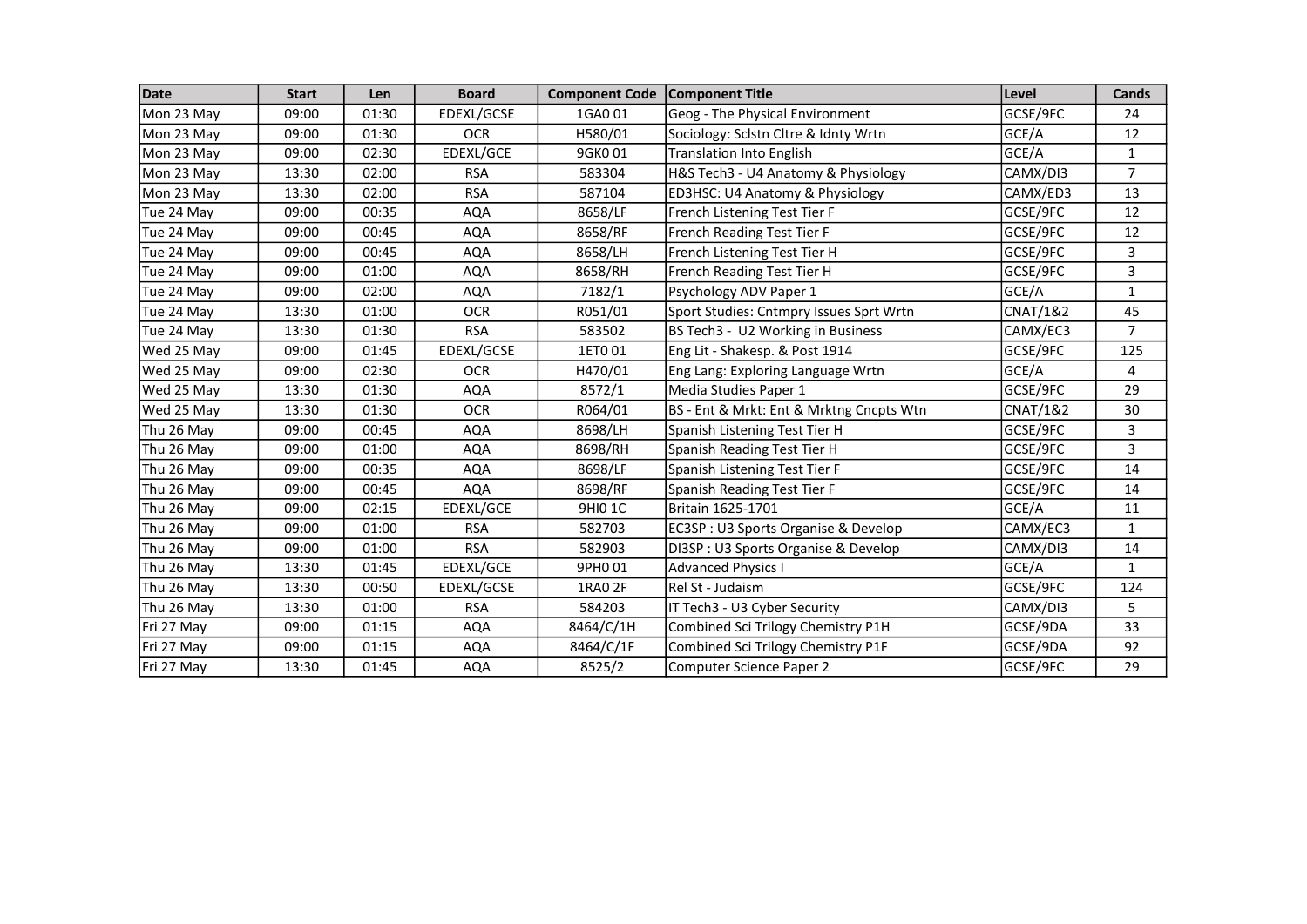| Date | Start | Len | Board | Component Code | Component Title | Level | Cands |
|---|---|---|---|---|---|---|---|
| Mon 23 May | 09:00 | 01:30 | EDEXL/GCSE | 1GA0 01 | Geog - The Physical Environment | GCSE/9FC | 24 |
| Mon 23 May | 09:00 | 01:30 | OCR | H580/01 | Sociology: Sclstn Cltre & Idnty Wrtn | GCE/A | 12 |
| Mon 23 May | 09:00 | 02:30 | EDEXL/GCE | 9GK0 01 | Translation Into English | GCE/A | 1 |
| Mon 23 May | 13:30 | 02:00 | RSA | 583304 | H&S Tech3 - U4 Anatomy & Physiology | CAMX/DI3 | 7 |
| Mon 23 May | 13:30 | 02:00 | RSA | 587104 | ED3HSC: U4 Anatomy & Physiology | CAMX/ED3 | 13 |
| Tue 24 May | 09:00 | 00:35 | AQA | 8658/LF | French Listening Test Tier F | GCSE/9FC | 12 |
| Tue 24 May | 09:00 | 00:45 | AQA | 8658/RF | French Reading Test Tier F | GCSE/9FC | 12 |
| Tue 24 May | 09:00 | 00:45 | AQA | 8658/LH | French Listening Test Tier H | GCSE/9FC | 3 |
| Tue 24 May | 09:00 | 01:00 | AQA | 8658/RH | French Reading Test Tier H | GCSE/9FC | 3 |
| Tue 24 May | 09:00 | 02:00 | AQA | 7182/1 | Psychology ADV Paper 1 | GCE/A | 1 |
| Tue 24 May | 13:30 | 01:00 | OCR | R051/01 | Sport Studies: Cntmpry Issues Sprt Wrtn | CNAT/1&2 | 45 |
| Tue 24 May | 13:30 | 01:30 | RSA | 583502 | BS Tech3 - U2 Working in Business | CAMX/EC3 | 7 |
| Wed 25 May | 09:00 | 01:45 | EDEXL/GCSE | 1ET0 01 | Eng Lit - Shakesp. & Post 1914 | GCSE/9FC | 125 |
| Wed 25 May | 09:00 | 02:30 | OCR | H470/01 | Eng Lang: Exploring Language Wrtn | GCE/A | 4 |
| Wed 25 May | 13:30 | 01:30 | AQA | 8572/1 | Media Studies Paper 1 | GCSE/9FC | 29 |
| Wed 25 May | 13:30 | 01:30 | OCR | R064/01 | BS - Ent & Mrkt: Ent & Mrktng Cncpts Wtn | CNAT/1&2 | 30 |
| Thu 26 May | 09:00 | 00:45 | AQA | 8698/LH | Spanish Listening Test Tier H | GCSE/9FC | 3 |
| Thu 26 May | 09:00 | 01:00 | AQA | 8698/RH | Spanish Reading Test Tier H | GCSE/9FC | 3 |
| Thu 26 May | 09:00 | 00:35 | AQA | 8698/LF | Spanish Listening Test Tier F | GCSE/9FC | 14 |
| Thu 26 May | 09:00 | 00:45 | AQA | 8698/RF | Spanish Reading Test Tier F | GCSE/9FC | 14 |
| Thu 26 May | 09:00 | 02:15 | EDEXL/GCE | 9HI0 1C | Britain 1625-1701 | GCE/A | 11 |
| Thu 26 May | 09:00 | 01:00 | RSA | 582703 | EC3SP : U3 Sports Organise & Develop | CAMX/EC3 | 1 |
| Thu 26 May | 09:00 | 01:00 | RSA | 582903 | DI3SP : U3 Sports Organise & Develop | CAMX/DI3 | 14 |
| Thu 26 May | 13:30 | 01:45 | EDEXL/GCE | 9PH0 01 | Advanced Physics I | GCE/A | 1 |
| Thu 26 May | 13:30 | 00:50 | EDEXL/GCSE | 1RA0 2F | Rel St - Judaism | GCSE/9FC | 124 |
| Thu 26 May | 13:30 | 01:00 | RSA | 584203 | IT Tech3 - U3 Cyber Security | CAMX/DI3 | 5 |
| Fri 27 May | 09:00 | 01:15 | AQA | 8464/C/1H | Combined Sci Trilogy Chemistry P1H | GCSE/9DA | 33 |
| Fri 27 May | 09:00 | 01:15 | AQA | 8464/C/1F | Combined Sci Trilogy Chemistry P1F | GCSE/9DA | 92 |
| Fri 27 May | 13:30 | 01:45 | AQA | 8525/2 | Computer Science Paper 2 | GCSE/9FC | 29 |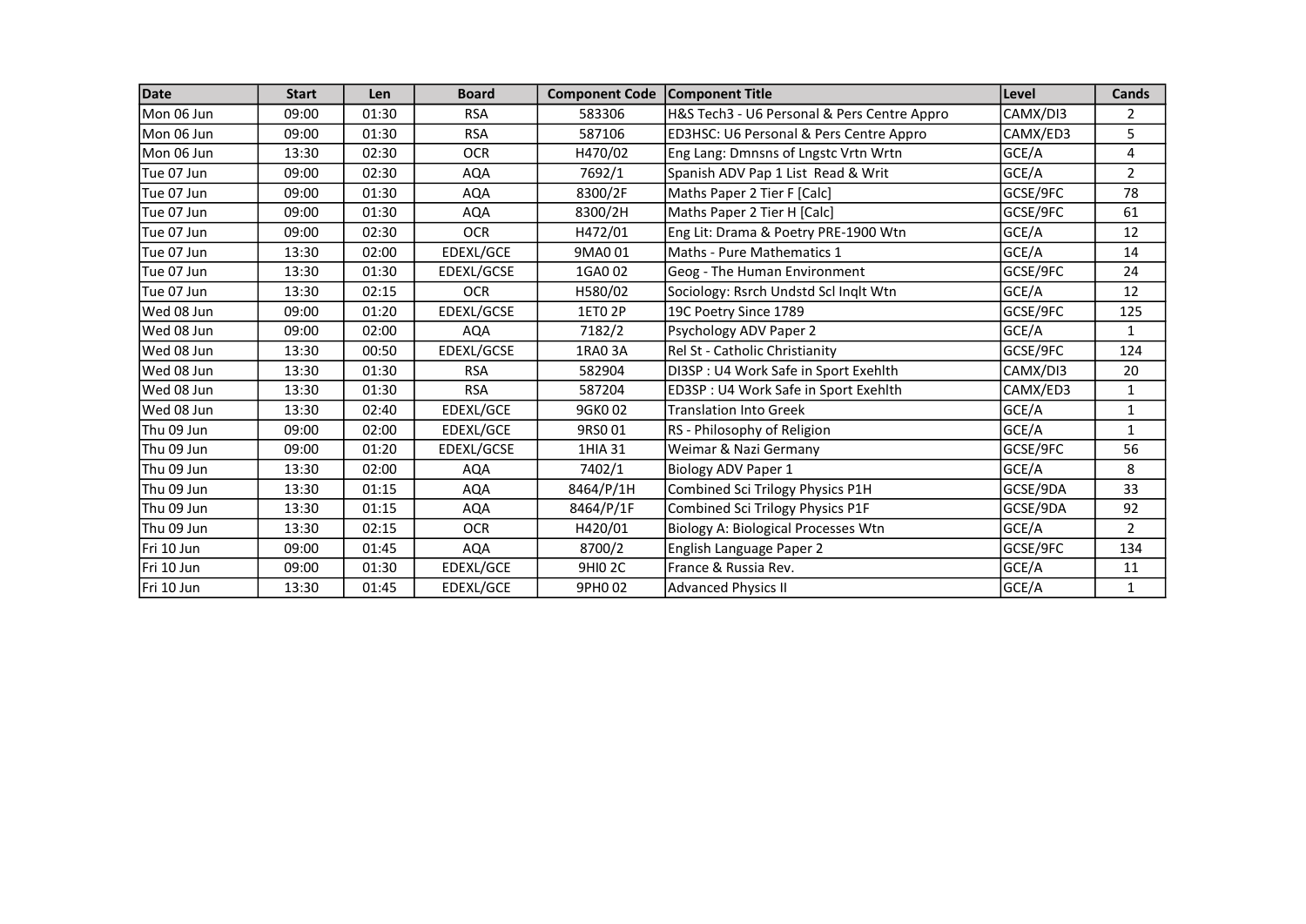| Date | Start | Len | Board | Component Code | Component Title | Level | Cands |
|---|---|---|---|---|---|---|---|
| Mon 06 Jun | 09:00 | 01:30 | RSA | 583306 | H&S Tech3 - U6 Personal & Pers Centre Appro | CAMX/DI3 | 2 |
| Mon 06 Jun | 09:00 | 01:30 | RSA | 587106 | ED3HSC: U6 Personal & Pers Centre Appro | CAMX/ED3 | 5 |
| Mon 06 Jun | 13:30 | 02:30 | OCR | H470/02 | Eng Lang: Dmnsns of Lngstc Vrtn Wrtn | GCE/A | 4 |
| Tue 07 Jun | 09:00 | 02:30 | AQA | 7692/1 | Spanish ADV Pap 1 List  Read & Writ | GCE/A | 2 |
| Tue 07 Jun | 09:00 | 01:30 | AQA | 8300/2F | Maths Paper 2 Tier F [Calc] | GCSE/9FC | 78 |
| Tue 07 Jun | 09:00 | 01:30 | AQA | 8300/2H | Maths Paper 2 Tier H [Calc] | GCSE/9FC | 61 |
| Tue 07 Jun | 09:00 | 02:30 | OCR | H472/01 | Eng Lit: Drama & Poetry PRE-1900 Wtn | GCE/A | 12 |
| Tue 07 Jun | 13:30 | 02:00 | EDEXL/GCE | 9MA0 01 | Maths - Pure Mathematics 1 | GCE/A | 14 |
| Tue 07 Jun | 13:30 | 01:30 | EDEXL/GCSE | 1GA0 02 | Geog - The Human Environment | GCSE/9FC | 24 |
| Tue 07 Jun | 13:30 | 02:15 | OCR | H580/02 | Sociology: Rsrch Undstd Scl Inqlt Wtn | GCE/A | 12 |
| Wed 08 Jun | 09:00 | 01:20 | EDEXL/GCSE | 1ET0 2P | 19C Poetry Since 1789 | GCSE/9FC | 125 |
| Wed 08 Jun | 09:00 | 02:00 | AQA | 7182/2 | Psychology ADV Paper 2 | GCE/A | 1 |
| Wed 08 Jun | 13:30 | 00:50 | EDEXL/GCSE | 1RA0 3A | Rel St - Catholic Christianity | GCSE/9FC | 124 |
| Wed 08 Jun | 13:30 | 01:30 | RSA | 582904 | DI3SP : U4 Work Safe in Sport Exehlth | CAMX/DI3 | 20 |
| Wed 08 Jun | 13:30 | 01:30 | RSA | 587204 | ED3SP : U4 Work Safe in Sport Exehlth | CAMX/ED3 | 1 |
| Wed 08 Jun | 13:30 | 02:40 | EDEXL/GCE | 9GK0 02 | Translation Into Greek | GCE/A | 1 |
| Thu 09 Jun | 09:00 | 02:00 | EDEXL/GCE | 9RS0 01 | RS - Philosophy of Religion | GCE/A | 1 |
| Thu 09 Jun | 09:00 | 01:20 | EDEXL/GCSE | 1HIA 31 | Weimar & Nazi Germany | GCSE/9FC | 56 |
| Thu 09 Jun | 13:30 | 02:00 | AQA | 7402/1 | Biology ADV Paper 1 | GCE/A | 8 |
| Thu 09 Jun | 13:30 | 01:15 | AQA | 8464/P/1H | Combined Sci Trilogy Physics P1H | GCSE/9DA | 33 |
| Thu 09 Jun | 13:30 | 01:15 | AQA | 8464/P/1F | Combined Sci Trilogy Physics P1F | GCSE/9DA | 92 |
| Thu 09 Jun | 13:30 | 02:15 | OCR | H420/01 | Biology A: Biological Processes Wtn | GCE/A | 2 |
| Fri 10 Jun | 09:00 | 01:45 | AQA | 8700/2 | English Language Paper 2 | GCSE/9FC | 134 |
| Fri 10 Jun | 09:00 | 01:30 | EDEXL/GCE | 9HI0 2C | France & Russia Rev. | GCE/A | 11 |
| Fri 10 Jun | 13:30 | 01:45 | EDEXL/GCE | 9PH0 02 | Advanced Physics II | GCE/A | 1 |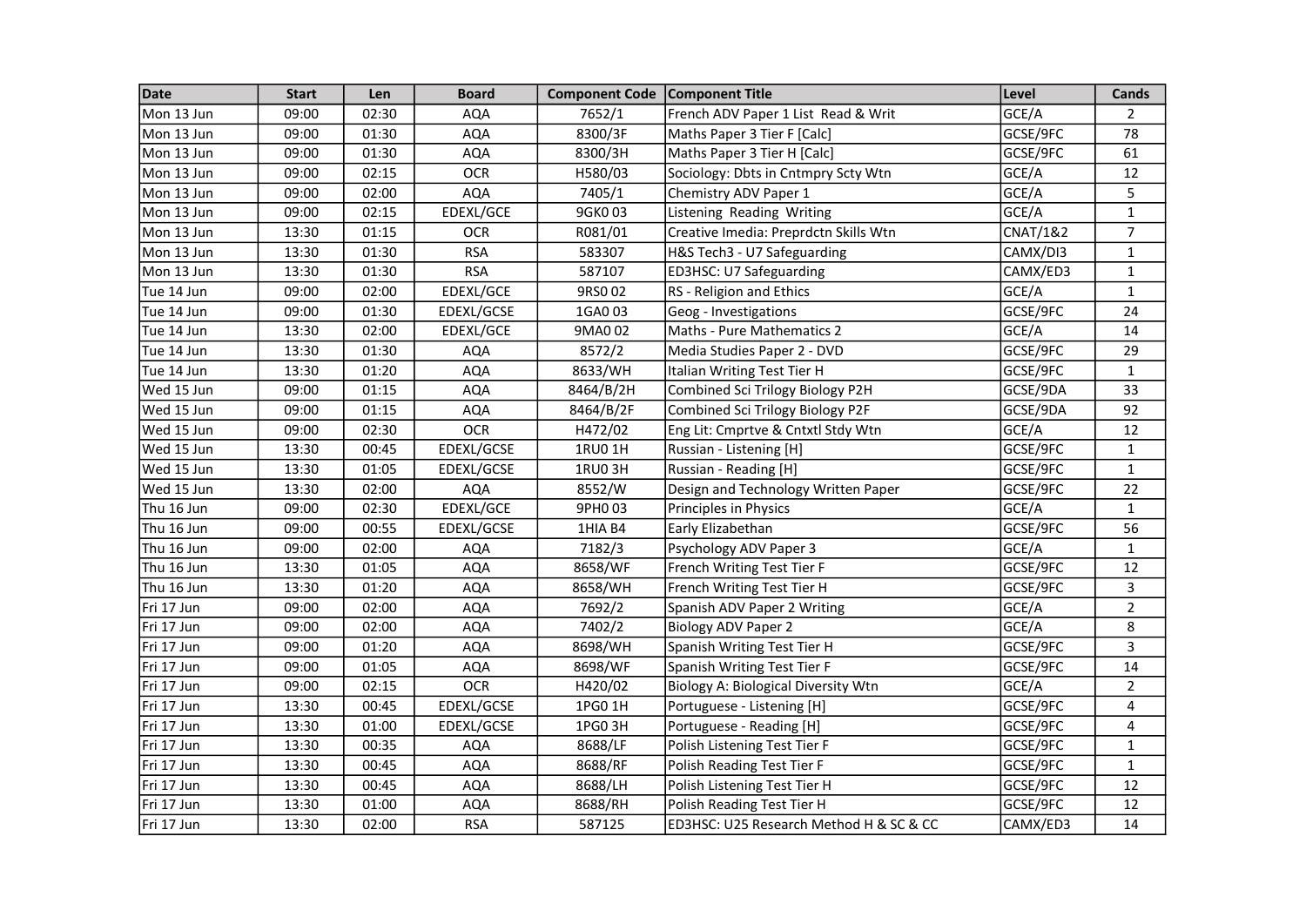| Date | Start | Len | Board | Component Code | Component Title | Level | Cands |
|---|---|---|---|---|---|---|---|
| Mon 13 Jun | 09:00 | 02:30 | AQA | 7652/1 | French ADV Paper 1 List Read & Writ | GCE/A | 2 |
| Mon 13 Jun | 09:00 | 01:30 | AQA | 8300/3F | Maths Paper 3 Tier F [Calc] | GCSE/9FC | 78 |
| Mon 13 Jun | 09:00 | 01:30 | AQA | 8300/3H | Maths Paper 3 Tier H [Calc] | GCSE/9FC | 61 |
| Mon 13 Jun | 09:00 | 02:15 | OCR | H580/03 | Sociology: Dbts in Cntmpry Scty Wtn | GCE/A | 12 |
| Mon 13 Jun | 09:00 | 02:00 | AQA | 7405/1 | Chemistry ADV Paper 1 | GCE/A | 5 |
| Mon 13 Jun | 09:00 | 02:15 | EDEXL/GCE | 9GK0 03 | Listening Reading Writing | GCE/A | 1 |
| Mon 13 Jun | 13:30 | 01:15 | OCR | R081/01 | Creative Imedia: Preprdctn Skills Wtn | CNAT/1&2 | 7 |
| Mon 13 Jun | 13:30 | 01:30 | RSA | 583307 | H&S Tech3 - U7 Safeguarding | CAMX/DI3 | 1 |
| Mon 13 Jun | 13:30 | 01:30 | RSA | 587107 | ED3HSC: U7 Safeguarding | CAMX/ED3 | 1 |
| Tue 14 Jun | 09:00 | 02:00 | EDEXL/GCE | 9RS0 02 | RS - Religion and Ethics | GCE/A | 1 |
| Tue 14 Jun | 09:00 | 01:30 | EDEXL/GCSE | 1GA0 03 | Geog - Investigations | GCSE/9FC | 24 |
| Tue 14 Jun | 13:30 | 02:00 | EDEXL/GCE | 9MA0 02 | Maths - Pure Mathematics 2 | GCE/A | 14 |
| Tue 14 Jun | 13:30 | 01:30 | AQA | 8572/2 | Media Studies Paper 2 - DVD | GCSE/9FC | 29 |
| Tue 14 Jun | 13:30 | 01:20 | AQA | 8633/WH | Italian Writing Test Tier H | GCSE/9FC | 1 |
| Wed 15 Jun | 09:00 | 01:15 | AQA | 8464/B/2H | Combined Sci Trilogy Biology P2H | GCSE/9DA | 33 |
| Wed 15 Jun | 09:00 | 01:15 | AQA | 8464/B/2F | Combined Sci Trilogy Biology P2F | GCSE/9DA | 92 |
| Wed 15 Jun | 09:00 | 02:30 | OCR | H472/02 | Eng Lit: Cmprtve & Cntxtl Stdy Wtn | GCE/A | 12 |
| Wed 15 Jun | 13:30 | 00:45 | EDEXL/GCSE | 1RU0 1H | Russian - Listening [H] | GCSE/9FC | 1 |
| Wed 15 Jun | 13:30 | 01:05 | EDEXL/GCSE | 1RU0 3H | Russian - Reading [H] | GCSE/9FC | 1 |
| Wed 15 Jun | 13:30 | 02:00 | AQA | 8552/W | Design and Technology Written Paper | GCSE/9FC | 22 |
| Thu 16 Jun | 09:00 | 02:30 | EDEXL/GCE | 9PH0 03 | Principles in Physics | GCE/A | 1 |
| Thu 16 Jun | 09:00 | 00:55 | EDEXL/GCSE | 1HIA B4 | Early Elizabethan | GCSE/9FC | 56 |
| Thu 16 Jun | 09:00 | 02:00 | AQA | 7182/3 | Psychology ADV Paper 3 | GCE/A | 1 |
| Thu 16 Jun | 13:30 | 01:05 | AQA | 8658/WF | French Writing Test Tier F | GCSE/9FC | 12 |
| Thu 16 Jun | 13:30 | 01:20 | AQA | 8658/WH | French Writing Test Tier H | GCSE/9FC | 3 |
| Fri 17 Jun | 09:00 | 02:00 | AQA | 7692/2 | Spanish ADV Paper 2 Writing | GCE/A | 2 |
| Fri 17 Jun | 09:00 | 02:00 | AQA | 7402/2 | Biology ADV Paper 2 | GCE/A | 8 |
| Fri 17 Jun | 09:00 | 01:20 | AQA | 8698/WH | Spanish Writing Test Tier H | GCSE/9FC | 3 |
| Fri 17 Jun | 09:00 | 01:05 | AQA | 8698/WF | Spanish Writing Test Tier F | GCSE/9FC | 14 |
| Fri 17 Jun | 09:00 | 02:15 | OCR | H420/02 | Biology A: Biological Diversity Wtn | GCE/A | 2 |
| Fri 17 Jun | 13:30 | 00:45 | EDEXL/GCSE | 1PG0 1H | Portuguese - Listening [H] | GCSE/9FC | 4 |
| Fri 17 Jun | 13:30 | 01:00 | EDEXL/GCSE | 1PG0 3H | Portuguese - Reading [H] | GCSE/9FC | 4 |
| Fri 17 Jun | 13:30 | 00:35 | AQA | 8688/LF | Polish Listening Test Tier F | GCSE/9FC | 1 |
| Fri 17 Jun | 13:30 | 00:45 | AQA | 8688/RF | Polish Reading Test Tier F | GCSE/9FC | 1 |
| Fri 17 Jun | 13:30 | 00:45 | AQA | 8688/LH | Polish Listening Test Tier H | GCSE/9FC | 12 |
| Fri 17 Jun | 13:30 | 01:00 | AQA | 8688/RH | Polish Reading Test Tier H | GCSE/9FC | 12 |
| Fri 17 Jun | 13:30 | 02:00 | RSA | 587125 | ED3HSC: U25 Research Method H & SC & CC | CAMX/ED3 | 14 |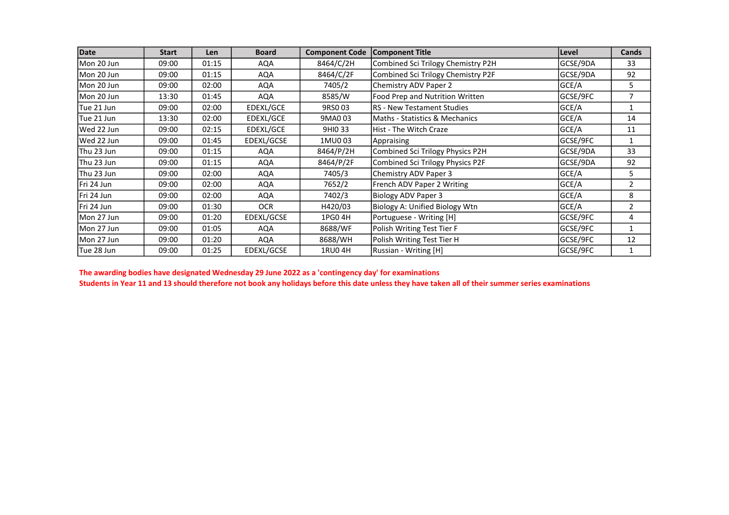| Date | Start | Len | Board | Component Code | Component Title | Level | Cands |
|---|---|---|---|---|---|---|---|
| Mon 20 Jun | 09:00 | 01:15 | AQA | 8464/C/2H | Combined Sci Trilogy Chemistry P2H | GCSE/9DA | 33 |
| Mon 20 Jun | 09:00 | 01:15 | AQA | 8464/C/2F | Combined Sci Trilogy Chemistry P2F | GCSE/9DA | 92 |
| Mon 20 Jun | 09:00 | 02:00 | AQA | 7405/2 | Chemistry ADV Paper 2 | GCE/A | 5 |
| Mon 20 Jun | 13:30 | 01:45 | AQA | 8585/W | Food Prep and Nutrition Written | GCSE/9FC | 7 |
| Tue 21 Jun | 09:00 | 02:00 | EDEXL/GCE | 9RS0 03 | RS - New Testament Studies | GCE/A | 1 |
| Tue 21 Jun | 13:30 | 02:00 | EDEXL/GCE | 9MA0 03 | Maths - Statistics & Mechanics | GCE/A | 14 |
| Wed 22 Jun | 09:00 | 02:15 | EDEXL/GCE | 9HI0 33 | Hist - The Witch Craze | GCE/A | 11 |
| Wed 22 Jun | 09:00 | 01:45 | EDEXL/GCSE | 1MU0 03 | Appraising | GCSE/9FC | 1 |
| Thu 23 Jun | 09:00 | 01:15 | AQA | 8464/P/2H | Combined Sci Trilogy Physics P2H | GCSE/9DA | 33 |
| Thu 23 Jun | 09:00 | 01:15 | AQA | 8464/P/2F | Combined Sci Trilogy Physics P2F | GCSE/9DA | 92 |
| Thu 23 Jun | 09:00 | 02:00 | AQA | 7405/3 | Chemistry ADV Paper 3 | GCE/A | 5 |
| Fri 24 Jun | 09:00 | 02:00 | AQA | 7652/2 | French ADV Paper 2 Writing | GCE/A | 2 |
| Fri 24 Jun | 09:00 | 02:00 | AQA | 7402/3 | Biology ADV Paper 3 | GCE/A | 8 |
| Fri 24 Jun | 09:00 | 01:30 | OCR | H420/03 | Biology A: Unified Biology Wtn | GCE/A | 2 |
| Mon 27 Jun | 09:00 | 01:20 | EDEXL/GCSE | 1PG0 4H | Portuguese - Writing [H] | GCSE/9FC | 4 |
| Mon 27 Jun | 09:00 | 01:05 | AQA | 8688/WF | Polish Writing Test Tier F | GCSE/9FC | 1 |
| Mon 27 Jun | 09:00 | 01:20 | AQA | 8688/WH | Polish Writing Test Tier H | GCSE/9FC | 12 |
| Tue 28 Jun | 09:00 | 01:25 | EDEXL/GCSE | 1RU0 4H | Russian - Writing [H] | GCSE/9FC | 1 |

**The awarding bodies have designated Wednesday 29 June 2022 as a 'contingency day' for examinations**

**Students in Year 11 and 13 should therefore not book any holidays before this date unless they have taken all of their summer series examinations**